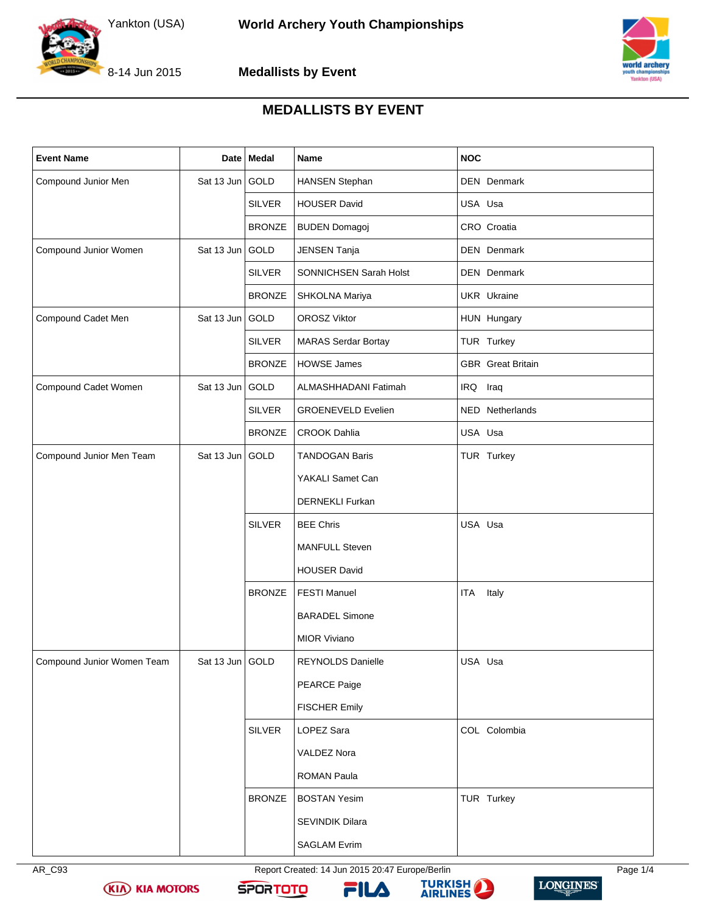# MEDALLISTS BY EVENT

| Event Name | Date | Medal | Name | NOC |
|---|---|---|---|---|
| Compound Junior Men | Sat 13 Jun | GOLD | HANSEN Stephan | DEN Denmark |
| | | SILVER | HOUSER David | USA Usa |
| | | BRONZE | BUDEN Domagoj | CRO Croatia |
| Compound Junior Women | Sat 13 Jun | GOLD | JENSEN Tanja | DEN Denmark |
| | | SILVER | SONNICHSEN Sarah Holst | DEN Denmark |
| | | BRONZE | SHKOLNA Mariya | UKR Ukraine |
| Compound Cadet Men | Sat 13 Jun | GOLD | OROSZ Viktor | HUN Hungary |
| | | SILVER | MARAS Serdar Bortay | TUR Turkey |
| | | BRONZE | HOWSE James | GBR Great Britain |
| Compound Cadet Women | Sat 13 Jun | GOLD | ALMASHHADANI Fatimah | IRQ Iraq |
| | | SILVER | GROENEVELD Evelien | NED Netherlands |
| | | BRONZE | CROOK Dahlia | USA Usa |
| Compound Junior Men Team | Sat 13 Jun | GOLD | TANDOGAN Baris<br>YAKALI Samet Can<br>DERNEKLI Furkan | TUR Turkey |
| | | SILVER | BEE Chris<br>MANFULL Steven<br>HOUSER David | USA Usa |
| | | BRONZE | FESTI Manuel<br>BARADEL Simone<br>MIOR Viviano | ITA Italy |
| Compound Junior Women Team | Sat 13 Jun | GOLD | REYNOLDS Danielle<br>PEARCE Paige<br>FISCHER Emily | USA Usa |
| | | SILVER | LOPEZ Sara<br>VALDEZ Nora<br>ROMAN Paula | COL Colombia |
| | | BRONZE | BOSTAN Yesim<br>SEVINDIK Dilara<br>SAGLAM Evrim | TUR Turkey |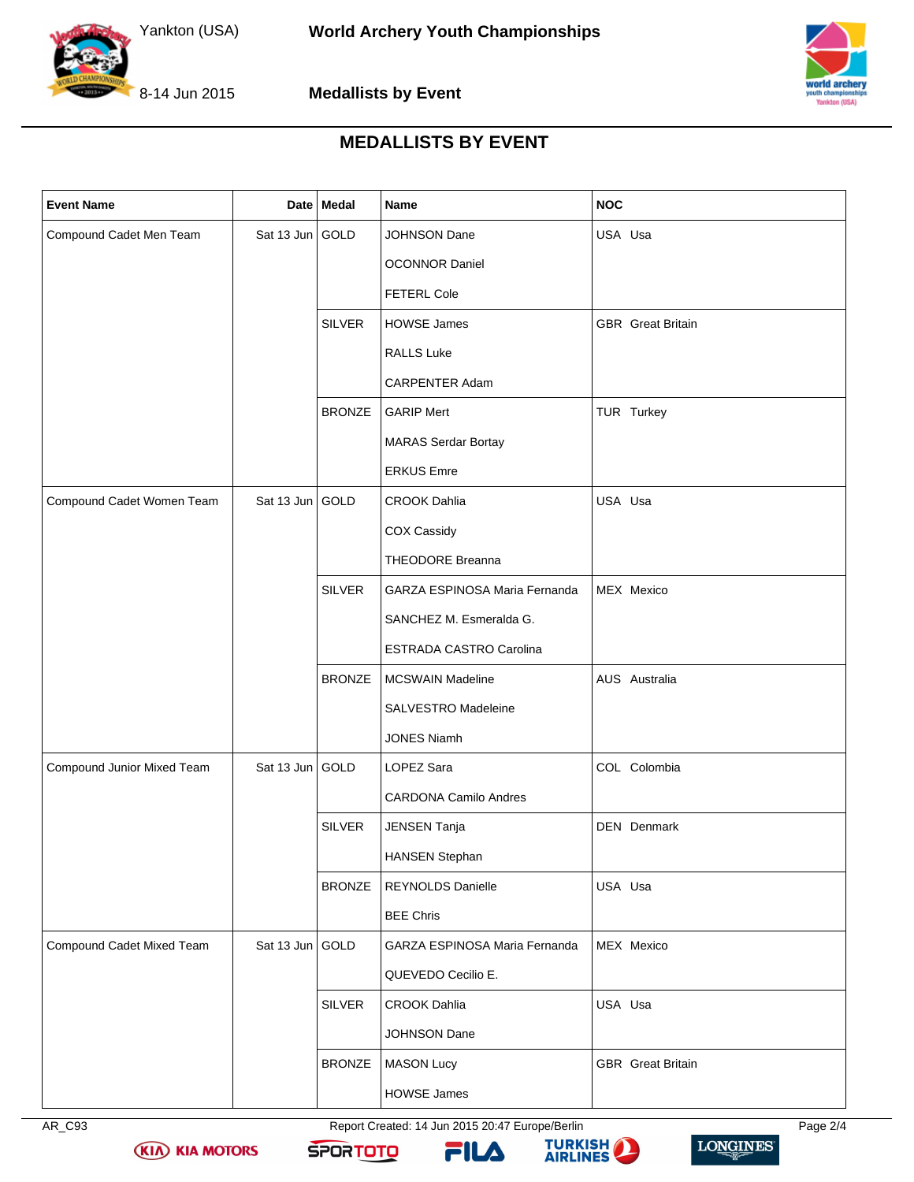# MEDALLISTS BY EVENT

| Event Name | Date | Medal | Name | NOC |
|---|---|---|---|---|
| Compound Cadet Men Team | Sat 13 Jun | GOLD | JOHNSON Dane | USA Usa |
| | | | OCONNOR Daniel | |
| | | | FETERL Cole | |
| | | SILVER | HOWSE James | GBR Great Britain |
| | | | RALLS Luke | |
| | | | CARPENTER Adam | |
| | | BRONZE | GARIP Mert | TUR Turkey |
| | | | MARAS Serdar Bortay | |
| | | | ERKUS Emre | |
| Compound Cadet Women Team | Sat 13 Jun | GOLD | CROOK Dahlia | USA Usa |
| | | | COX Cassidy | |
| | | | THEODORE Breanna | |
| | | SILVER | GARZA ESPINOSA Maria Fernanda | MEX Mexico |
| | | | SANCHEZ M. Esmeralda G. | |
| | | | ESTRADA CASTRO Carolina | |
| | | BRONZE | MCSWAIN Madeline | AUS Australia |
| | | | SALVESTRO Madeleine | |
| | | | JONES Niamh | |
| Compound Junior Mixed Team | Sat 13 Jun | GOLD | LOPEZ Sara | COL Colombia |
| | | | CARDONA Camilo Andres | |
| | | SILVER | JENSEN Tanja | DEN Denmark |
| | | | HANSEN Stephan | |
| | | BRONZE | REYNOLDS Danielle | USA Usa |
| | | | BEE Chris | |
| Compound Cadet Mixed Team | Sat 13 Jun | GOLD | GARZA ESPINOSA Maria Fernanda | MEX Mexico |
| | | | QUEVEDO Cecilio E. | |
| | | SILVER | CROOK Dahlia | USA Usa |
| | | | JOHNSON Dane | |
| | | BRONZE | MASON Lucy | GBR Great Britain |
| | | | HOWSE James | |

AR_C93 Report Created: 14 Jun 2015 20:47 Europe/Berlin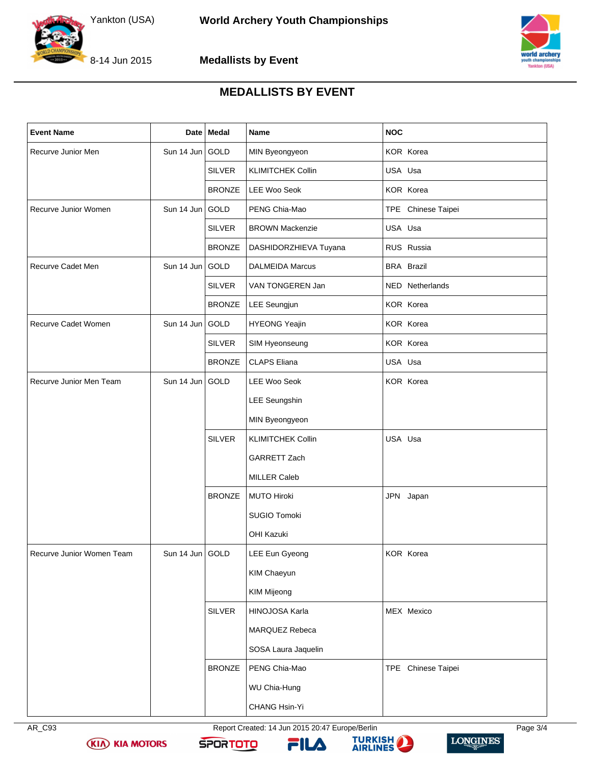# MEDALLISTS BY EVENT

| Event Name | Date | Medal | Name | NOC |
|---|---|---|---|---|
| Recurve Junior Men | Sun 14 Jun | GOLD | MIN Byeongyeon | KOR Korea |
| | | SILVER | KLIMITCHEK Collin | USA Usa |
| | | BRONZE | LEE Woo Seok | KOR Korea |
| Recurve Junior Women | Sun 14 Jun | GOLD | PENG Chia-Mao | TPE Chinese Taipei |
| | | SILVER | BROWN Mackenzie | USA Usa |
| | | BRONZE | DASHIDORZHIEVA Tuyana | RUS Russia |
| Recurve Cadet Men | Sun 14 Jun | GOLD | DALMEIDA Marcus | BRA Brazil |
| | | SILVER | VAN TONGEREN Jan | NED Netherlands |
| | | BRONZE | LEE Seungjun | KOR Korea |
| Recurve Cadet Women | Sun 14 Jun | GOLD | HYEONG Yeajin | KOR Korea |
| | | SILVER | SIM Hyeonseung | KOR Korea |
| | | BRONZE | CLAPS Eliana | USA Usa |
| Recurve Junior Men Team | Sun 14 Jun | GOLD | LEE Woo Seok | KOR Korea |
| | | | LEE Seungshin | |
| | | | MIN Byeongyeon | |
| | | SILVER | KLIMITCHEK Collin | USA Usa |
| | | | GARRETT Zach | |
| | | | MILLER Caleb | |
| | | BRONZE | MUTO Hiroki | JPN Japan |
| | | | SUGIO Tomoki | |
| | | | OHI Kazuki | |
| Recurve Junior Women Team | Sun 14 Jun | GOLD | LEE Eun Gyeong | KOR Korea |
| | | | KIM Chaeyun | |
| | | | KIM Mijeong | |
| | | SILVER | HINOJOSA Karla | MEX Mexico |
| | | | MARQUEZ Rebeca | |
| | | | SOSA Laura Jaquelin | |
| | | BRONZE | PENG Chia-Mao | TPE Chinese Taipei |
| | | | WU Chia-Hung | |
| | | | CHANG Hsin-Yi | |

AR_C93 Report Created: 14 Jun 2015 20:47 Europe/Berlin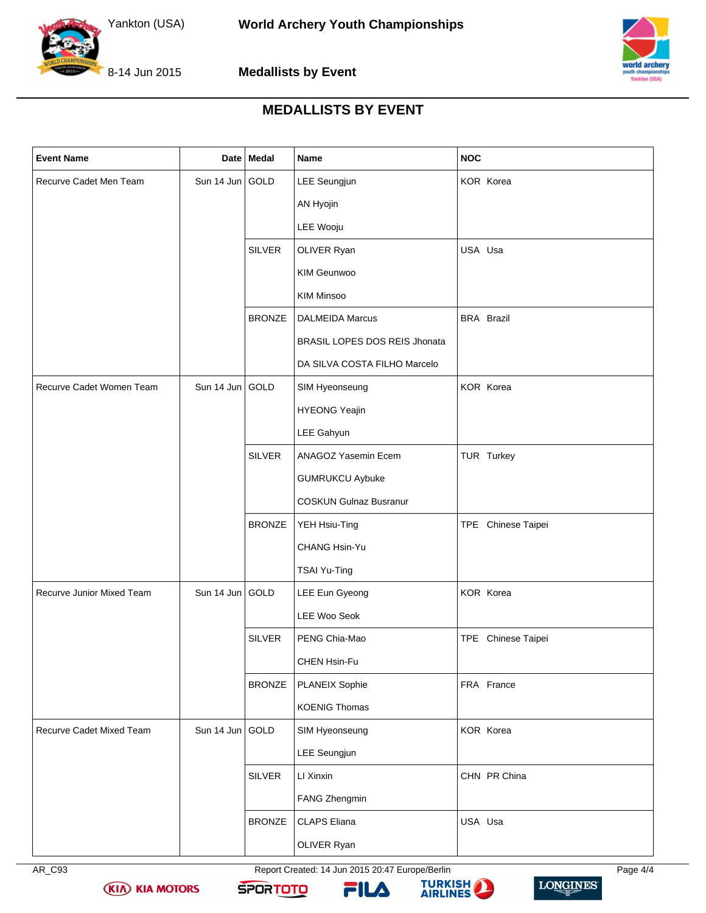## MEDALLISTS BY EVENT

| Event Name | Date | Medal | Name | NOC |
|---|---|---|---|---|
| Recurve Cadet Men Team | Sun 14 Jun | GOLD | LEE Seungjun | KOR Korea |
| | | | AN Hyojin | |
| | | | LEE Wooju | |
| | | SILVER | OLIVER Ryan | USA Usa |
| | | | KIM Geunwoo | |
| | | | KIM Minsoo | |
| | | BRONZE | DALMEIDA Marcus | BRA Brazil |
| | | | BRASIL LOPES DOS REIS Jhonata | |
| | | | DA SILVA COSTA FILHO Marcelo | |
| Recurve Cadet Women Team | Sun 14 Jun | GOLD | SIM Hyeonseung | KOR Korea |
| | | | HYEONG Yeajin | |
| | | | LEE Gahyun | |
| | | SILVER | ANAGOZ Yasemin Ecem | TUR Turkey |
| | | | GUMRUKCU Aybuke | |
| | | | COSKUN Gulnaz Busranur | |
| | | BRONZE | YEH Hsiu-Ting | TPE Chinese Taipei |
| | | | CHANG Hsin-Yu | |
| | | | TSAI Yu-Ting | |
| Recurve Junior Mixed Team | Sun 14 Jun | GOLD | LEE Eun Gyeong | KOR Korea |
| | | | LEE Woo Seok | |
| | | SILVER | PENG Chia-Mao | TPE Chinese Taipei |
| | | | CHEN Hsin-Fu | |
| | | BRONZE | PLANEIX Sophie | FRA France |
| | | | KOENIG Thomas | |
| Recurve Cadet Mixed Team | Sun 14 Jun | GOLD | SIM Hyeonseung | KOR Korea |
| | | | LEE Seungjun | |
| | | SILVER | LI Xinxin | CHN PR China |
| | | | FANG Zhengmin | |
| | | BRONZE | CLAPS Eliana | USA Usa |
| | | | OLIVER Ryan | |